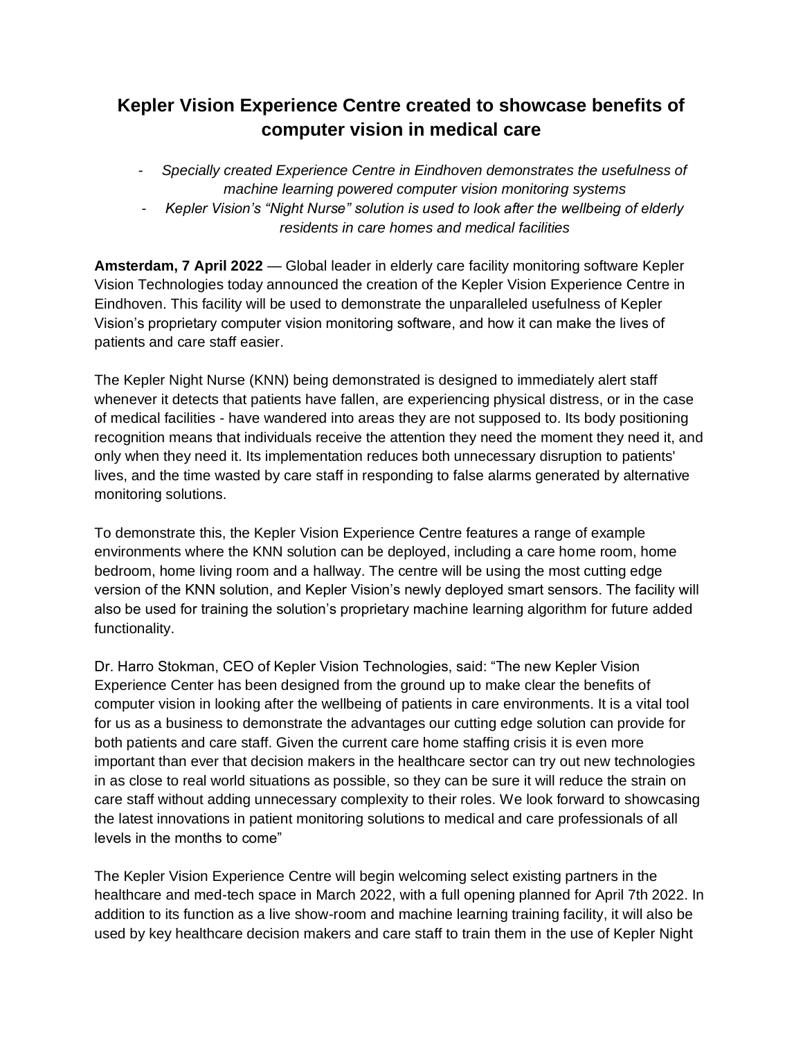# Kepler Vision Experience Centre created to showcase benefits of computer vision in medical care

- *Specially created Experience Centre in Eindhoven demonstrates the usefulness of machine learning powered computer vision monitoring systems*
- *Kepler Vision's "Night Nurse" solution is used to look after the wellbeing of elderly residents in care homes and medical facilities*

**Amsterdam, 7 April 2022** — Global leader in elderly care facility monitoring software Kepler Vision Technologies today announced the creation of the Kepler Vision Experience Centre in Eindhoven. This facility will be used to demonstrate the unparalleled usefulness of Kepler Vision's proprietary computer vision monitoring software, and how it can make the lives of patients and care staff easier.

The Kepler Night Nurse (KNN) being demonstrated is designed to immediately alert staff whenever it detects that patients have fallen, are experiencing physical distress, or in the case of medical facilities - have wandered into areas they are not supposed to. Its body positioning recognition means that individuals receive the attention they need the moment they need it, and only when they need it. Its implementation reduces both unnecessary disruption to patients' lives, and the time wasted by care staff in responding to false alarms generated by alternative monitoring solutions.

To demonstrate this, the Kepler Vision Experience Centre features a range of example environments where the KNN solution can be deployed, including a care home room, home bedroom, home living room and a hallway. The centre will be using the most cutting edge version of the KNN solution, and Kepler Vision's newly deployed smart sensors. The facility will also be used for training the solution's proprietary machine learning algorithm for future added functionality.

Dr. Harro Stokman, CEO of Kepler Vision Technologies, said: "The new Kepler Vision Experience Center has been designed from the ground up to make clear the benefits of computer vision in looking after the wellbeing of patients in care environments. It is a vital tool for us as a business to demonstrate the advantages our cutting edge solution can provide for both patients and care staff. Given the current care home staffing crisis it is even more important than ever that decision makers in the healthcare sector can try out new technologies in as close to real world situations as possible, so they can be sure it will reduce the strain on care staff without adding unnecessary complexity to their roles. We look forward to showcasing the latest innovations in patient monitoring solutions to medical and care professionals of all levels in the months to come"

The Kepler Vision Experience Centre will begin welcoming select existing partners in the healthcare and med-tech space in March 2022, with a full opening planned for April 7th 2022. In addition to its function as a live show-room and machine learning training facility, it will also be used by key healthcare decision makers and care staff to train them in the use of Kepler Night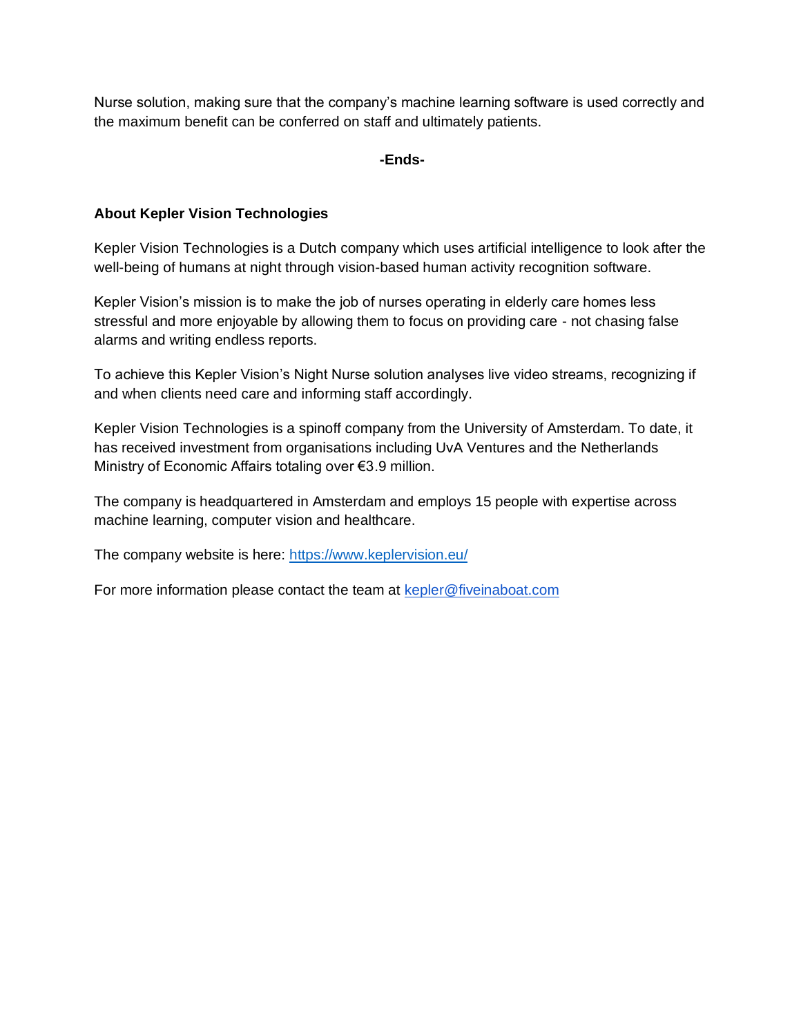Nurse solution, making sure that the company's machine learning software is used correctly and the maximum benefit can be conferred on staff and ultimately patients.

**-Ends-**

**About Kepler Vision Technologies**

Kepler Vision Technologies is a Dutch company which uses artificial intelligence to look after the well-being of humans at night through vision-based human activity recognition software.

Kepler Vision's mission is to make the job of nurses operating in elderly care homes less stressful and more enjoyable by allowing them to focus on providing care - not chasing false alarms and writing endless reports.

To achieve this Kepler Vision's Night Nurse solution analyses live video streams, recognizing if and when clients need care and informing staff accordingly.

Kepler Vision Technologies is a spinoff company from the University of Amsterdam. To date, it has received investment from organisations including UvA Ventures and the Netherlands Ministry of Economic Affairs totaling over €3.9 million.

The company is headquartered in Amsterdam and employs 15 people with expertise across machine learning, computer vision and healthcare.

The company website is here: [https://www.keplervision.eu/](https://www.keplervision.eu/)

For more information please contact the team at [kepler@fiveinaboat.com](mailto:kepler@fiveinaboat.com)